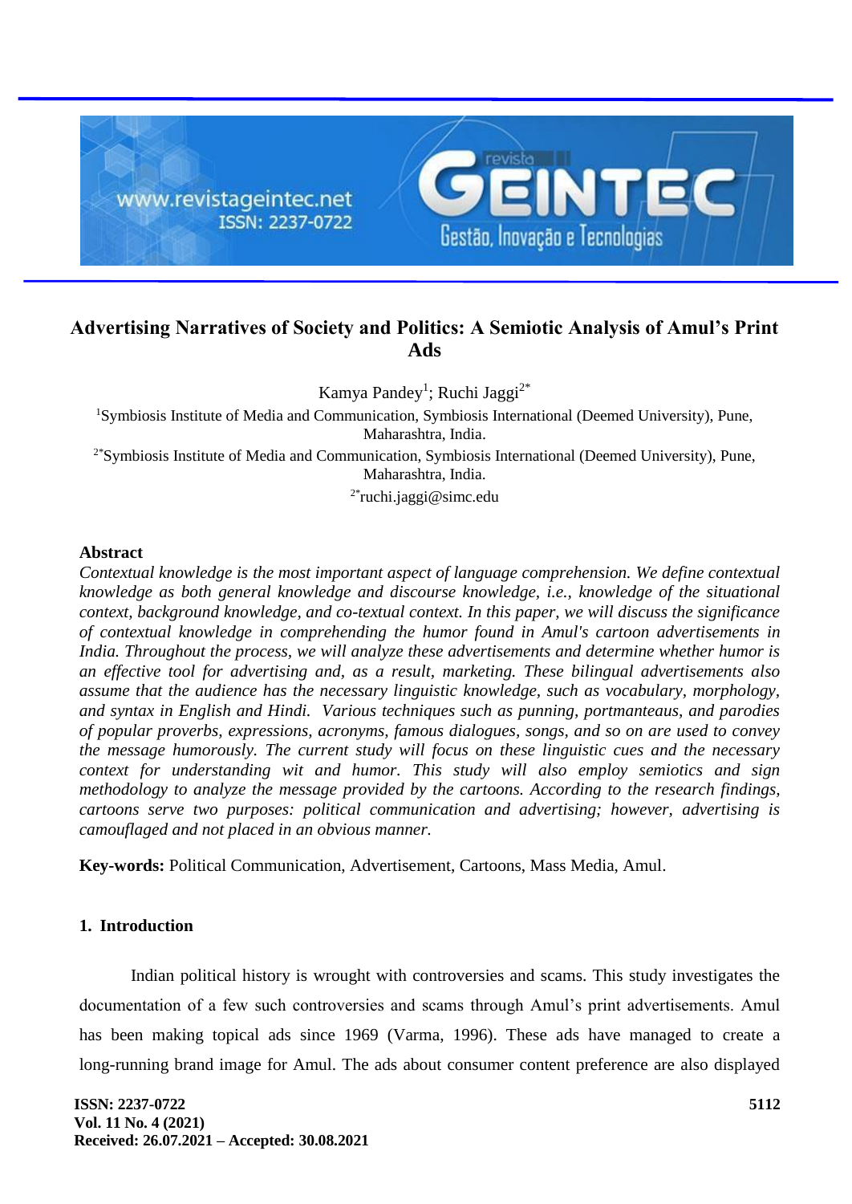# Advertising Narratives of Society and Politics: A Semiotic Analysis of Amul's Print Ads

Kamya Pandey[1]; Ruchi Jaggi[2*]

[1]Symbiosis Institute of Media and Communication, Symbiosis International (Deemed University), Pune, Maharashtra, India.

[2*]Symbiosis Institute of Media and Communication, Symbiosis International (Deemed University), Pune, Maharashtra, India.

[2*]ruchi.jaggi@simc.edu

## Abstract

*Contextual knowledge is the most important aspect of language comprehension. We define contextual knowledge as both general knowledge and discourse knowledge, i.e., knowledge of the situational context, background knowledge, and co-textual context. In this paper, we will discuss the significance of contextual knowledge in comprehending the humor found in Amul's cartoon advertisements in India. Throughout the process, we will analyze these advertisements and determine whether humor is an effective tool for advertising and, as a result, marketing. These bilingual advertisements also assume that the audience has the necessary linguistic knowledge, such as vocabulary, morphology, and syntax in English and Hindi. Various techniques such as punning, portmanteaus, and parodies of popular proverbs, expressions, acronyms, famous dialogues, songs, and so on are used to convey the message humorously. The current study will focus on these linguistic cues and the necessary context for understanding wit and humor. This study will also employ semiotics and sign methodology to analyze the message provided by the cartoons. According to the research findings, cartoons serve two purposes: political communication and advertising; however, advertising is camouflaged and not placed in an obvious manner.*

**Key-words:** Political Communication, Advertisement, Cartoons, Mass Media, Amul.

## 1. Introduction

Indian political history is wrought with controversies and scams. This study investigates the documentation of a few such controversies and scams through Amul's print advertisements. Amul has been making topical ads since 1969 (Varma, 1996). These ads have managed to create a long-running brand image for Amul. The ads about consumer content preference are also displayed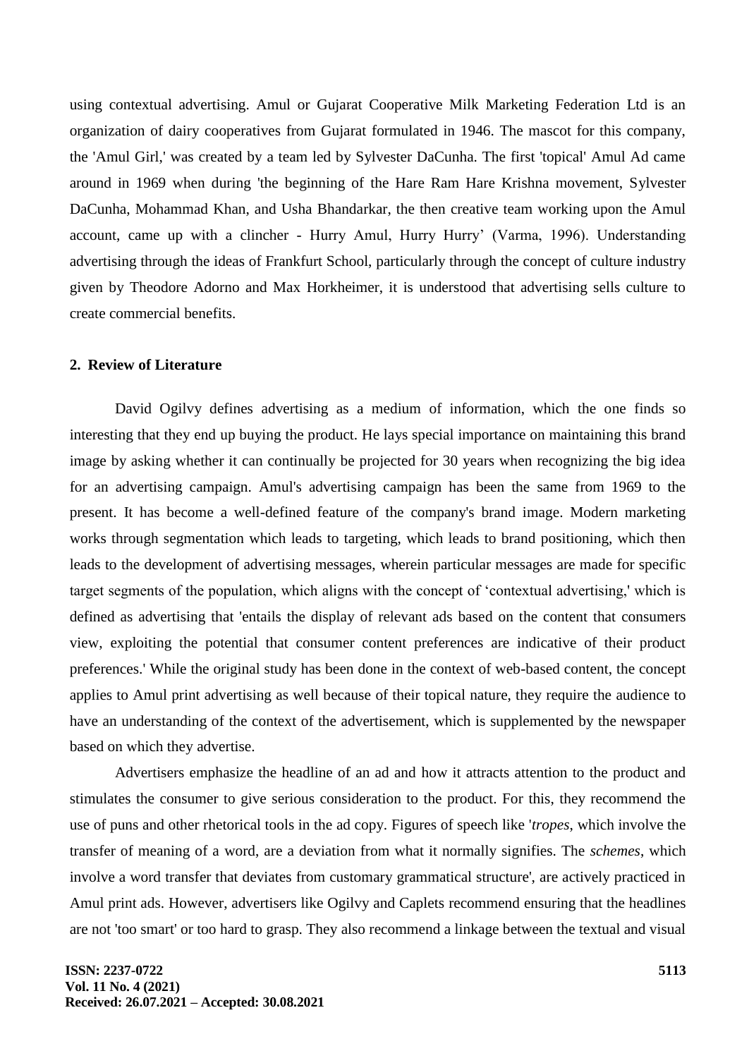using contextual advertising. Amul or Gujarat Cooperative Milk Marketing Federation Ltd is an organization of dairy cooperatives from Gujarat formulated in 1946. The mascot for this company, the 'Amul Girl,' was created by a team led by Sylvester DaCunha. The first 'topical' Amul Ad came around in 1969 when during 'the beginning of the Hare Ram Hare Krishna movement, Sylvester DaCunha, Mohammad Khan, and Usha Bhandarkar, the then creative team working upon the Amul account, came up with a clincher - Hurry Amul, Hurry Hurry' (Varma, 1996). Understanding advertising through the ideas of Frankfurt School, particularly through the concept of culture industry given by Theodore Adorno and Max Horkheimer, it is understood that advertising sells culture to create commercial benefits.

## 2. Review of Literature

David Ogilvy defines advertising as a medium of information, which the one finds so interesting that they end up buying the product. He lays special importance on maintaining this brand image by asking whether it can continually be projected for 30 years when recognizing the big idea for an advertising campaign. Amul's advertising campaign has been the same from 1969 to the present. It has become a well-defined feature of the company's brand image. Modern marketing works through segmentation which leads to targeting, which leads to brand positioning, which then leads to the development of advertising messages, wherein particular messages are made for specific target segments of the population, which aligns with the concept of 'contextual advertising,' which is defined as advertising that 'entails the display of relevant ads based on the content that consumers view, exploiting the potential that consumer content preferences are indicative of their product preferences.' While the original study has been done in the context of web-based content, the concept applies to Amul print advertising as well because of their topical nature, they require the audience to have an understanding of the context of the advertisement, which is supplemented by the newspaper based on which they advertise.

Advertisers emphasize the headline of an ad and how it attracts attention to the product and stimulates the consumer to give serious consideration to the product. For this, they recommend the use of puns and other rhetorical tools in the ad copy. Figures of speech like '*tropes*, which involve the transfer of meaning of a word, are a deviation from what it normally signifies. The *schemes*, which involve a word transfer that deviates from customary grammatical structure', are actively practiced in Amul print ads. However, advertisers like Ogilvy and Caplets recommend ensuring that the headlines are not 'too smart' or too hard to grasp. They also recommend a linkage between the textual and visual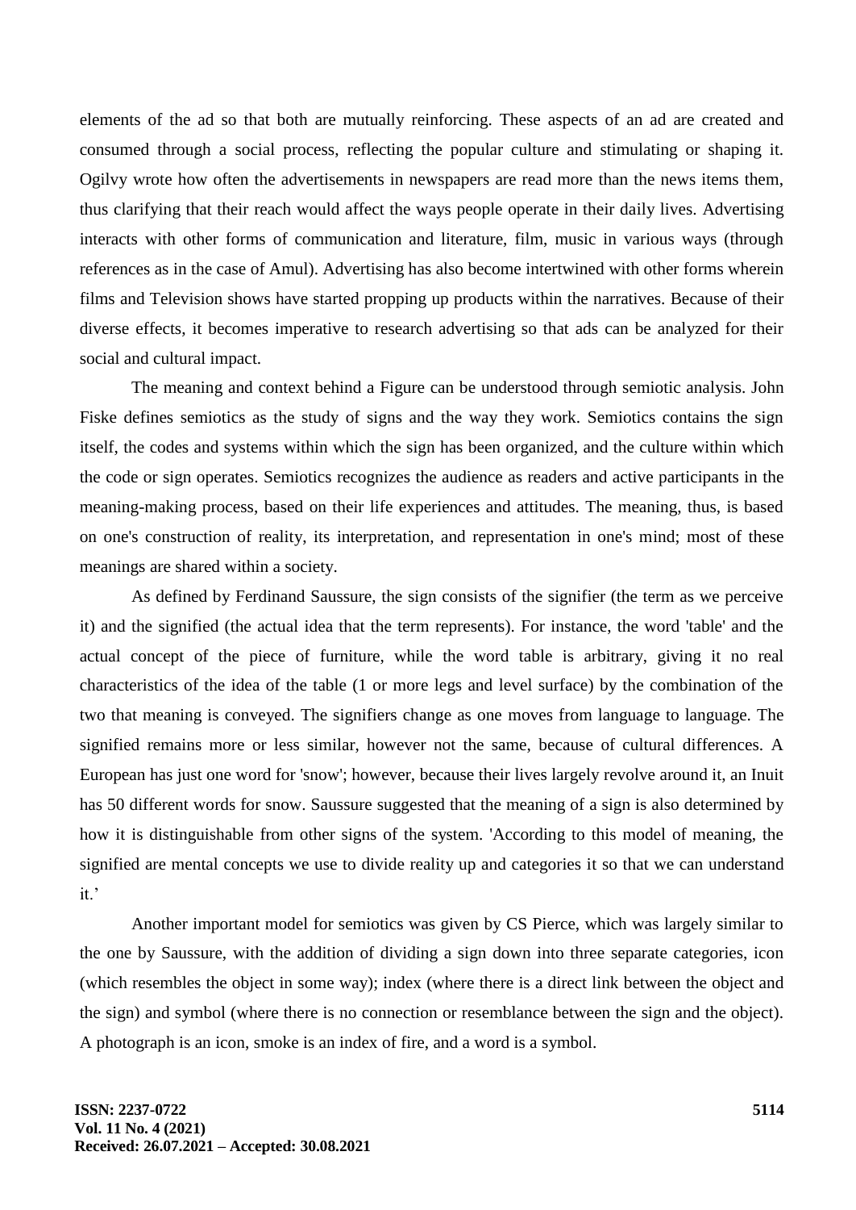elements of the ad so that both are mutually reinforcing. These aspects of an ad are created and consumed through a social process, reflecting the popular culture and stimulating or shaping it. Ogilvy wrote how often the advertisements in newspapers are read more than the news items them, thus clarifying that their reach would affect the ways people operate in their daily lives. Advertising interacts with other forms of communication and literature, film, music in various ways (through references as in the case of Amul). Advertising has also become intertwined with other forms wherein films and Television shows have started propping up products within the narratives. Because of their diverse effects, it becomes imperative to research advertising so that ads can be analyzed for their social and cultural impact.

The meaning and context behind a Figure can be understood through semiotic analysis. John Fiske defines semiotics as the study of signs and the way they work. Semiotics contains the sign itself, the codes and systems within which the sign has been organized, and the culture within which the code or sign operates. Semiotics recognizes the audience as readers and active participants in the meaning-making process, based on their life experiences and attitudes. The meaning, thus, is based on one's construction of reality, its interpretation, and representation in one's mind; most of these meanings are shared within a society.

As defined by Ferdinand Saussure, the sign consists of the signifier (the term as we perceive it) and the signified (the actual idea that the term represents). For instance, the word 'table' and the actual concept of the piece of furniture, while the word table is arbitrary, giving it no real characteristics of the idea of the table (1 or more legs and level surface) by the combination of the two that meaning is conveyed. The signifiers change as one moves from language to language. The signified remains more or less similar, however not the same, because of cultural differences. A European has just one word for 'snow'; however, because their lives largely revolve around it, an Inuit has 50 different words for snow. Saussure suggested that the meaning of a sign is also determined by how it is distinguishable from other signs of the system. 'According to this model of meaning, the signified are mental concepts we use to divide reality up and categories it so that we can understand it.'

Another important model for semiotics was given by CS Pierce, which was largely similar to the one by Saussure, with the addition of dividing a sign down into three separate categories, icon (which resembles the object in some way); index (where there is a direct link between the object and the sign) and symbol (where there is no connection or resemblance between the sign and the object). A photograph is an icon, smoke is an index of fire, and a word is a symbol.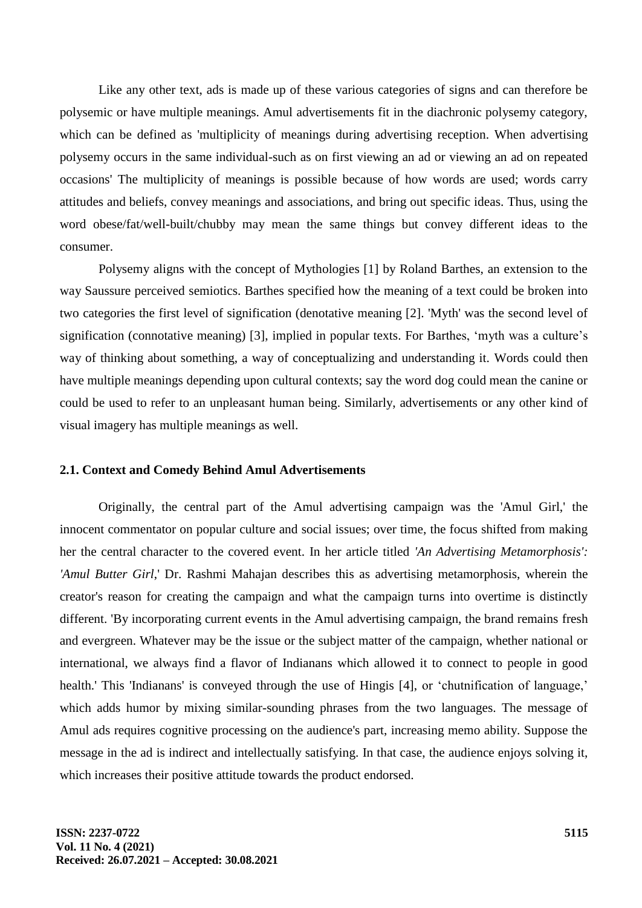Like any other text, ads is made up of these various categories of signs and can therefore be polysemic or have multiple meanings. Amul advertisements fit in the diachronic polysemy category, which can be defined as 'multiplicity of meanings during advertising reception. When advertising polysemy occurs in the same individual-such as on first viewing an ad or viewing an ad on repeated occasions' The multiplicity of meanings is possible because of how words are used; words carry attitudes and beliefs, convey meanings and associations, and bring out specific ideas. Thus, using the word obese/fat/well-built/chubby may mean the same things but convey different ideas to the consumer.

Polysemy aligns with the concept of Mythologies [1] by Roland Barthes, an extension to the way Saussure perceived semiotics. Barthes specified how the meaning of a text could be broken into two categories the first level of signification (denotative meaning [2]. 'Myth' was the second level of signification (connotative meaning) [3], implied in popular texts. For Barthes, 'myth was a culture's way of thinking about something, a way of conceptualizing and understanding it. Words could then have multiple meanings depending upon cultural contexts; say the word dog could mean the canine or could be used to refer to an unpleasant human being. Similarly, advertisements or any other kind of visual imagery has multiple meanings as well.

### 2.1. Context and Comedy Behind Amul Advertisements

Originally, the central part of the Amul advertising campaign was the 'Amul Girl,' the innocent commentator on popular culture and social issues; over time, the focus shifted from making her the central character to the covered event. In her article titled *'An Advertising Metamorphosis': 'Amul Butter Girl*,' Dr. Rashmi Mahajan describes this as advertising metamorphosis, wherein the creator's reason for creating the campaign and what the campaign turns into overtime is distinctly different. 'By incorporating current events in the Amul advertising campaign, the brand remains fresh and evergreen. Whatever may be the issue or the subject matter of the campaign, whether national or international, we always find a flavor of Indianans which allowed it to connect to people in good health.' This 'Indianans' is conveyed through the use of Hingis [4], or 'chutnification of language,' which adds humor by mixing similar-sounding phrases from the two languages. The message of Amul ads requires cognitive processing on the audience's part, increasing memo ability. Suppose the message in the ad is indirect and intellectually satisfying. In that case, the audience enjoys solving it, which increases their positive attitude towards the product endorsed.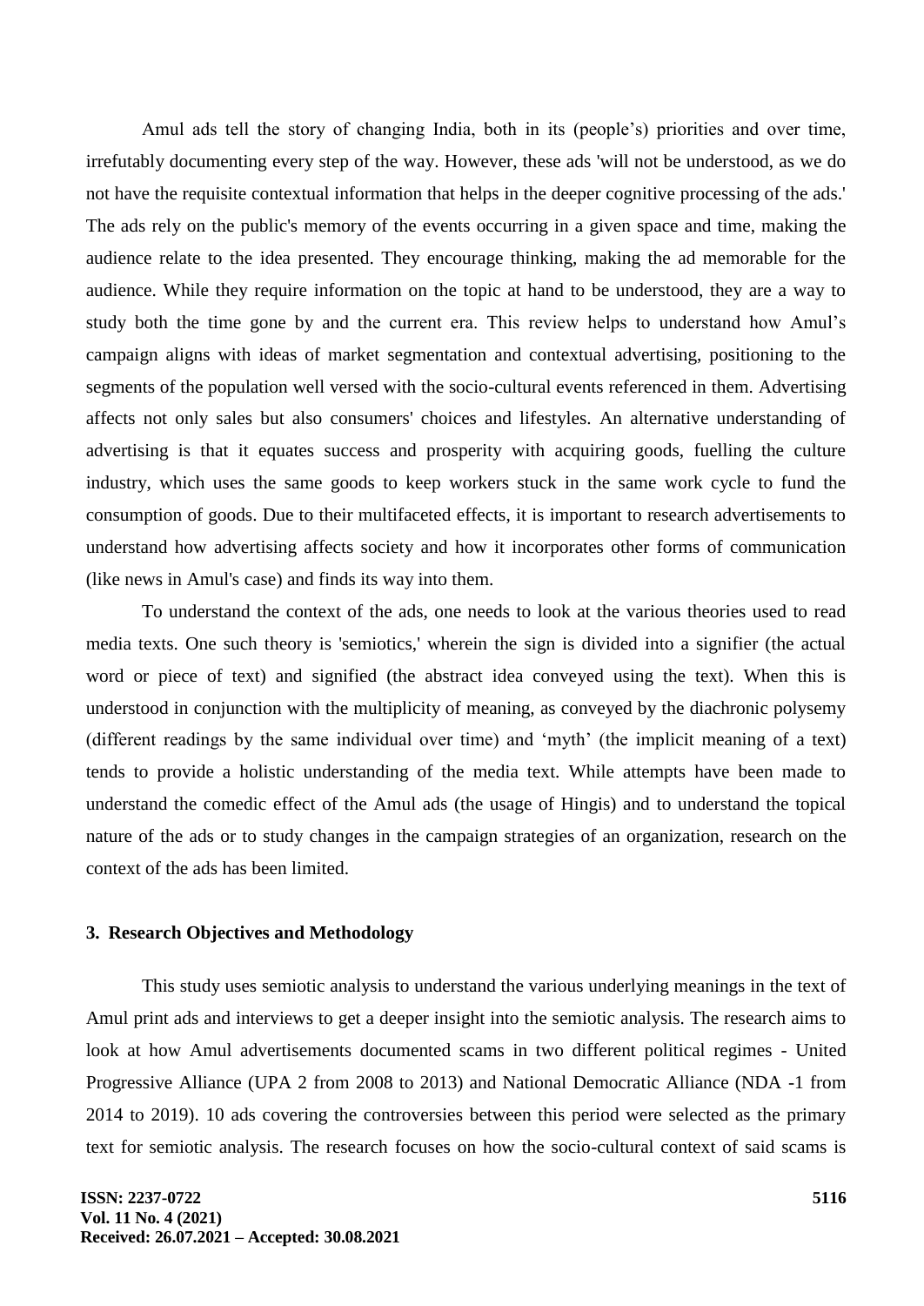Amul ads tell the story of changing India, both in its (people's) priorities and over time, irrefutably documenting every step of the way. However, these ads 'will not be understood, as we do not have the requisite contextual information that helps in the deeper cognitive processing of the ads.' The ads rely on the public's memory of the events occurring in a given space and time, making the audience relate to the idea presented. They encourage thinking, making the ad memorable for the audience. While they require information on the topic at hand to be understood, they are a way to study both the time gone by and the current era. This review helps to understand how Amul's campaign aligns with ideas of market segmentation and contextual advertising, positioning to the segments of the population well versed with the socio-cultural events referenced in them. Advertising affects not only sales but also consumers' choices and lifestyles. An alternative understanding of advertising is that it equates success and prosperity with acquiring goods, fuelling the culture industry, which uses the same goods to keep workers stuck in the same work cycle to fund the consumption of goods. Due to their multifaceted effects, it is important to research advertisements to understand how advertising affects society and how it incorporates other forms of communication (like news in Amul's case) and finds its way into them.

To understand the context of the ads, one needs to look at the various theories used to read media texts. One such theory is 'semiotics,' wherein the sign is divided into a signifier (the actual word or piece of text) and signified (the abstract idea conveyed using the text). When this is understood in conjunction with the multiplicity of meaning, as conveyed by the diachronic polysemy (different readings by the same individual over time) and 'myth' (the implicit meaning of a text) tends to provide a holistic understanding of the media text. While attempts have been made to understand the comedic effect of the Amul ads (the usage of Hingis) and to understand the topical nature of the ads or to study changes in the campaign strategies of an organization, research on the context of the ads has been limited.

### 3. Research Objectives and Methodology

This study uses semiotic analysis to understand the various underlying meanings in the text of Amul print ads and interviews to get a deeper insight into the semiotic analysis. The research aims to look at how Amul advertisements documented scams in two different political regimes - United Progressive Alliance (UPA 2 from 2008 to 2013) and National Democratic Alliance (NDA -1 from 2014 to 2019). 10 ads covering the controversies between this period were selected as the primary text for semiotic analysis. The research focuses on how the socio-cultural context of said scams is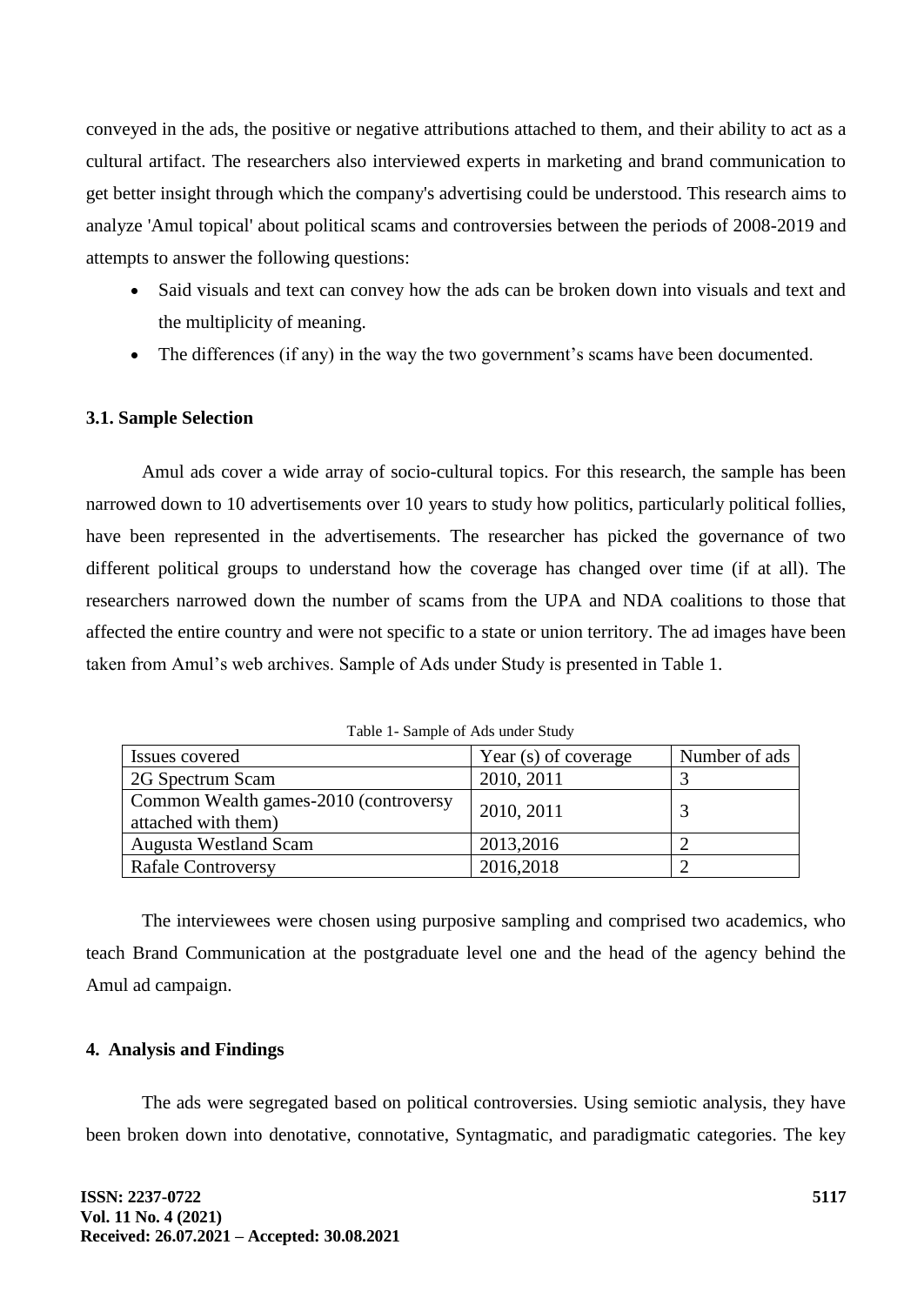conveyed in the ads, the positive or negative attributions attached to them, and their ability to act as a cultural artifact. The researchers also interviewed experts in marketing and brand communication to get better insight through which the company's advertising could be understood. This research aims to analyze 'Amul topical' about political scams and controversies between the periods of 2008-2019 and attempts to answer the following questions:

- Said visuals and text can convey how the ads can be broken down into visuals and text and the multiplicity of meaning.
- The differences (if any) in the way the two government's scams have been documented.

### 3.1. Sample Selection

Amul ads cover a wide array of socio-cultural topics. For this research, the sample has been narrowed down to 10 advertisements over 10 years to study how politics, particularly political follies, have been represented in the advertisements. The researcher has picked the governance of two different political groups to understand how the coverage has changed over time (if at all). The researchers narrowed down the number of scams from the UPA and NDA coalitions to those that affected the entire country and were not specific to a state or union territory. The ad images have been taken from Amul's web archives. Sample of Ads under Study is presented in Table 1.

Table 1- Sample of Ads under Study

| Issues covered | Year (s) of coverage | Number of ads |
| --- | --- | --- |
| 2G Spectrum Scam | 2010, 2011 | 3 |
| Common Wealth games-2010 (controversy attached with them) | 2010, 2011 | 3 |
| Augusta Westland Scam | 2013,2016 | 2 |
| Rafale Controversy | 2016,2018 | 2 |

The interviewees were chosen using purposive sampling and comprised two academics, who teach Brand Communication at the postgraduate level one and the head of the agency behind the Amul ad campaign.

## 4. Analysis and Findings

The ads were segregated based on political controversies. Using semiotic analysis, they have been broken down into denotative, connotative, Syntagmatic, and paradigmatic categories. The key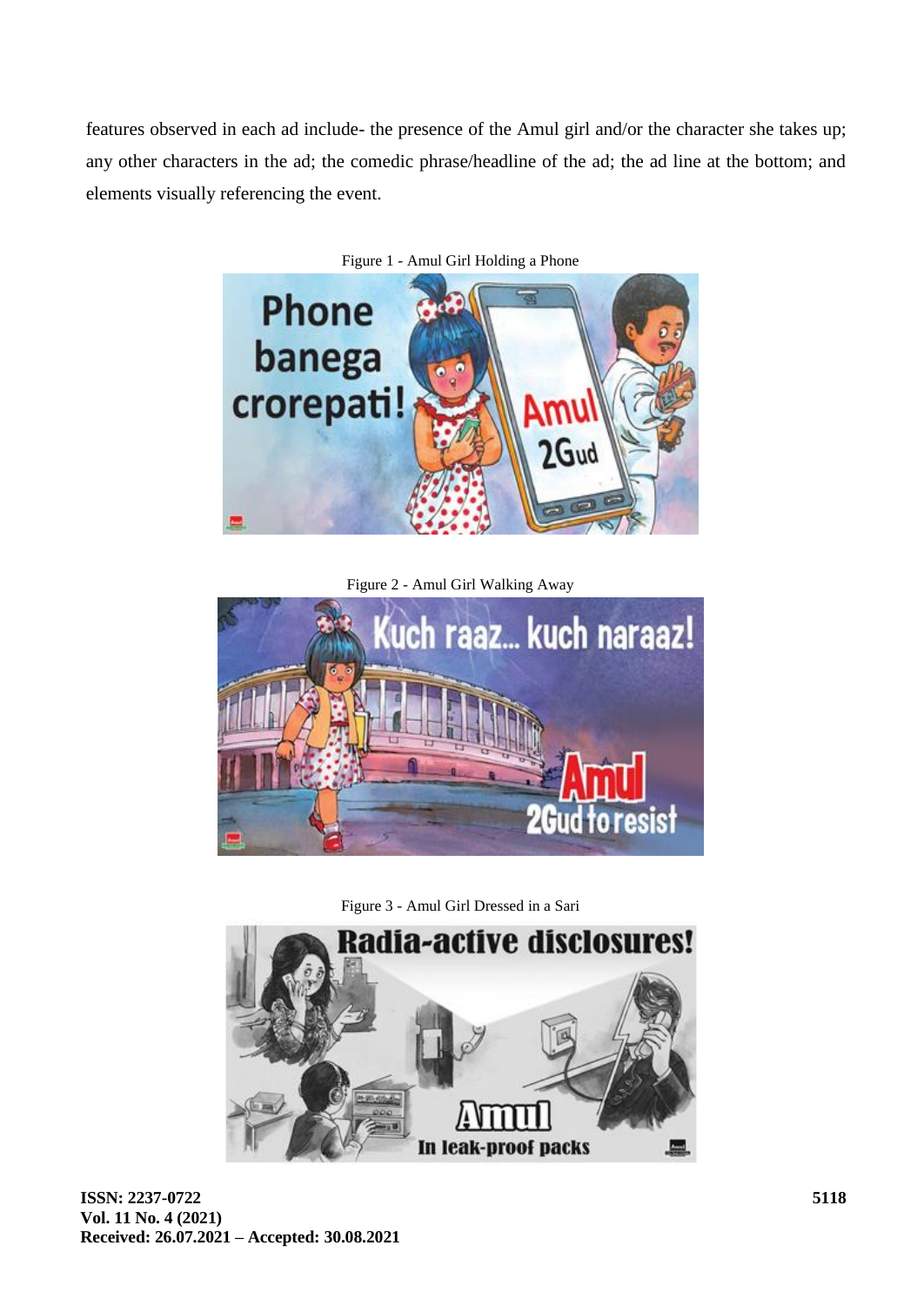features observed in each ad include- the presence of the Amul girl and/or the character she takes up; any other characters in the ad; the comedic phrase/headline of the ad; the ad line at the bottom; and elements visually referencing the event.

Figure 1 - Amul Girl Holding a Phone

Figure 2 - Amul Girl Walking Away

Figure 3 - Amul Girl Dressed in a Sari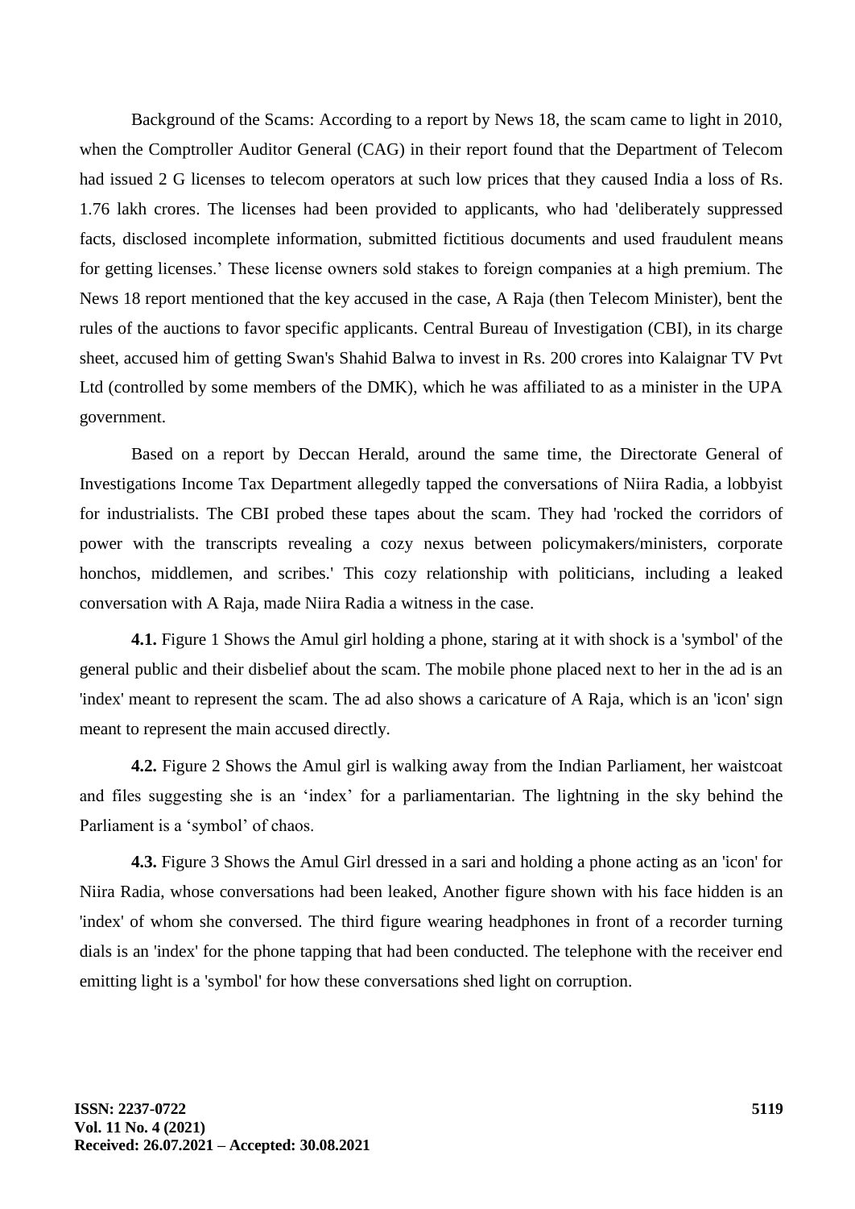Background of the Scams: According to a report by News 18, the scam came to light in 2010, when the Comptroller Auditor General (CAG) in their report found that the Department of Telecom had issued 2 G licenses to telecom operators at such low prices that they caused India a loss of Rs. 1.76 lakh crores. The licenses had been provided to applicants, who had 'deliberately suppressed facts, disclosed incomplete information, submitted fictitious documents and used fraudulent means for getting licenses.' These license owners sold stakes to foreign companies at a high premium. The News 18 report mentioned that the key accused in the case, A Raja (then Telecom Minister), bent the rules of the auctions to favor specific applicants. Central Bureau of Investigation (CBI), in its charge sheet, accused him of getting Swan's Shahid Balwa to invest in Rs. 200 crores into Kalaignar TV Pvt Ltd (controlled by some members of the DMK), which he was affiliated to as a minister in the UPA government.

Based on a report by Deccan Herald, around the same time, the Directorate General of Investigations Income Tax Department allegedly tapped the conversations of Niira Radia, a lobbyist for industrialists. The CBI probed these tapes about the scam. They had 'rocked the corridors of power with the transcripts revealing a cozy nexus between policymakers/ministers, corporate honchos, middlemen, and scribes.' This cozy relationship with politicians, including a leaked conversation with A Raja, made Niira Radia a witness in the case.

**4.1.** Figure 1 Shows the Amul girl holding a phone, staring at it with shock is a 'symbol' of the general public and their disbelief about the scam. The mobile phone placed next to her in the ad is an 'index' meant to represent the scam. The ad also shows a caricature of A Raja, which is an 'icon' sign meant to represent the main accused directly.

**4.2.** Figure 2 Shows the Amul girl is walking away from the Indian Parliament, her waistcoat and files suggesting she is an 'index' for a parliamentarian. The lightning in the sky behind the Parliament is a 'symbol' of chaos.

**4.3.** Figure 3 Shows the Amul Girl dressed in a sari and holding a phone acting as an 'icon' for Niira Radia, whose conversations had been leaked, Another figure shown with his face hidden is an 'index' of whom she conversed. The third figure wearing headphones in front of a recorder turning dials is an 'index' for the phone tapping that had been conducted. The telephone with the receiver end emitting light is a 'symbol' for how these conversations shed light on corruption.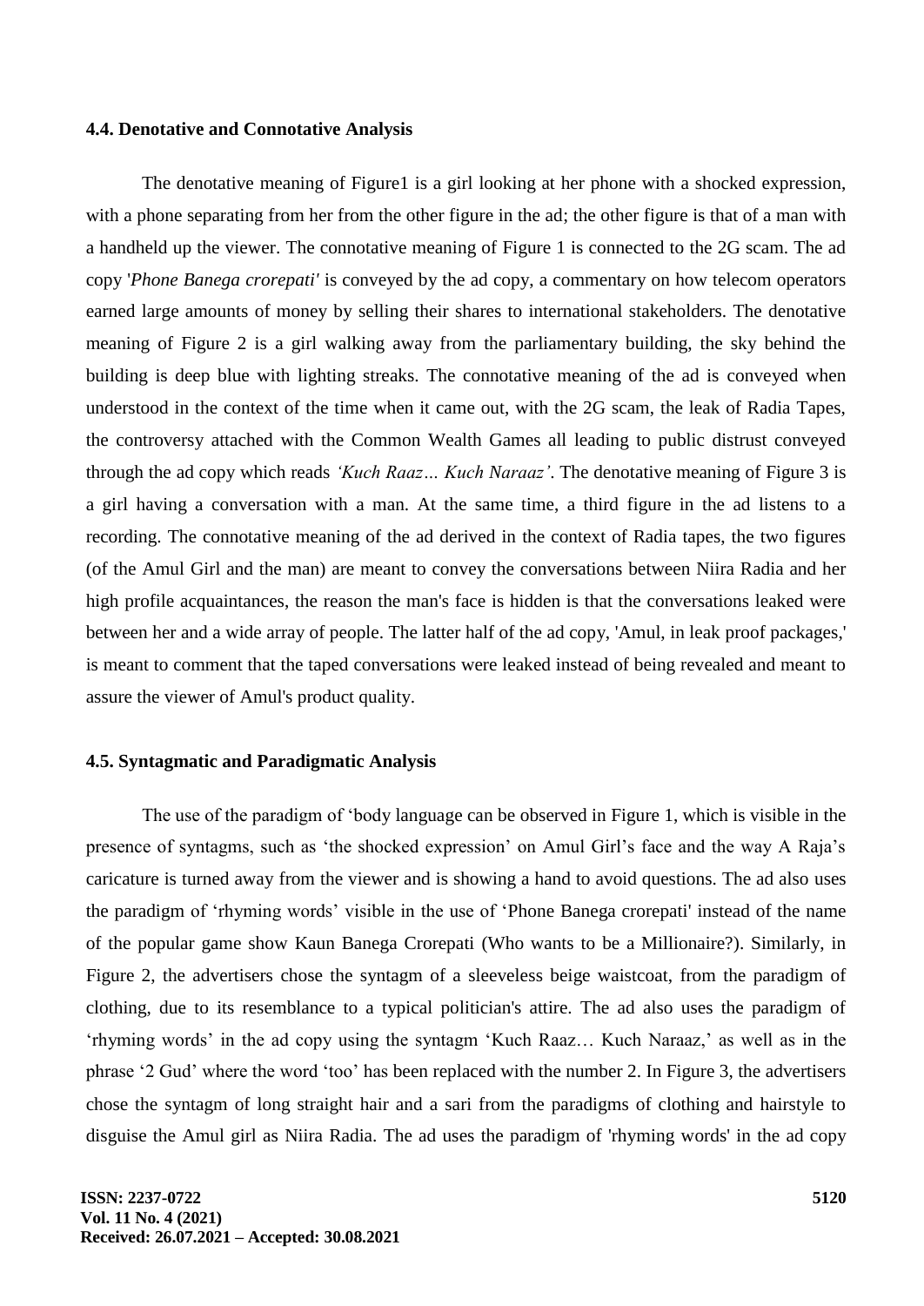#### 4.4. Denotative and Connotative Analysis

The denotative meaning of Figure1 is a girl looking at her phone with a shocked expression, with a phone separating from her from the other figure in the ad; the other figure is that of a man with a handheld up the viewer. The connotative meaning of Figure 1 is connected to the 2G scam. The ad copy '*Phone Banega crorepati'* is conveyed by the ad copy, a commentary on how telecom operators earned large amounts of money by selling their shares to international stakeholders. The denotative meaning of Figure 2 is a girl walking away from the parliamentary building, the sky behind the building is deep blue with lighting streaks. The connotative meaning of the ad is conveyed when understood in the context of the time when it came out, with the 2G scam, the leak of Radia Tapes, the controversy attached with the Common Wealth Games all leading to public distrust conveyed through the ad copy which reads *'Kuch Raaz… Kuch Naraaz'*. The denotative meaning of Figure 3 is a girl having a conversation with a man. At the same time, a third figure in the ad listens to a recording. The connotative meaning of the ad derived in the context of Radia tapes, the two figures (of the Amul Girl and the man) are meant to convey the conversations between Niira Radia and her high profile acquaintances, the reason the man's face is hidden is that the conversations leaked were between her and a wide array of people. The latter half of the ad copy, 'Amul, in leak proof packages,' is meant to comment that the taped conversations were leaked instead of being revealed and meant to assure the viewer of Amul's product quality.

#### 4.5. Syntagmatic and Paradigmatic Analysis

The use of the paradigm of 'body language can be observed in Figure 1, which is visible in the presence of syntagms, such as 'the shocked expression' on Amul Girl's face and the way A Raja's caricature is turned away from the viewer and is showing a hand to avoid questions. The ad also uses the paradigm of 'rhyming words' visible in the use of 'Phone Banega crorepati' instead of the name of the popular game show Kaun Banega Crorepati (Who wants to be a Millionaire?). Similarly, in Figure 2, the advertisers chose the syntagm of a sleeveless beige waistcoat, from the paradigm of clothing, due to its resemblance to a typical politician's attire. The ad also uses the paradigm of 'rhyming words' in the ad copy using the syntagm 'Kuch Raaz… Kuch Naraaz,' as well as in the phrase '2 Gud' where the word 'too' has been replaced with the number 2. In Figure 3, the advertisers chose the syntagm of long straight hair and a sari from the paradigms of clothing and hairstyle to disguise the Amul girl as Niira Radia. The ad uses the paradigm of 'rhyming words' in the ad copy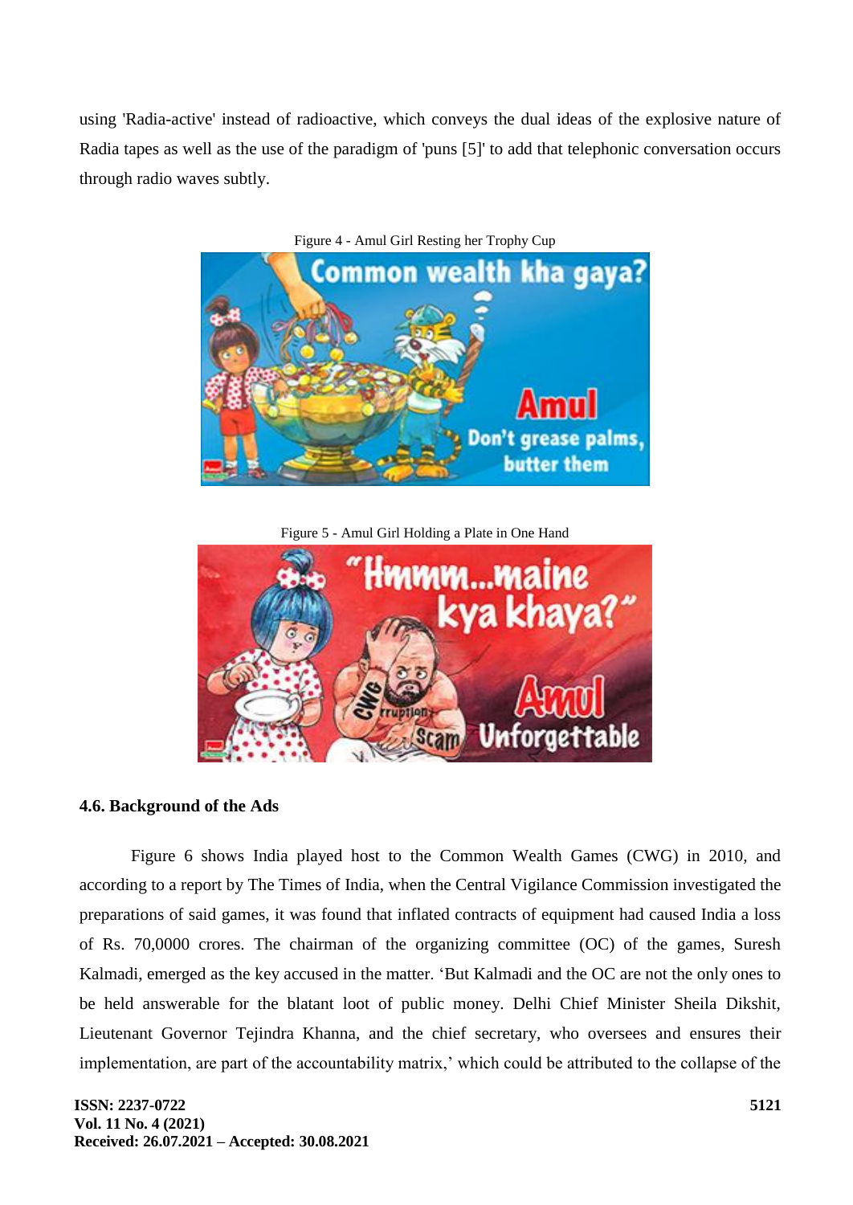using 'Radia-active' instead of radioactive, which conveys the dual ideas of the explosive nature of Radia tapes as well as the use of the paradigm of 'puns [5]' to add that telephonic conversation occurs through radio waves subtly.

Figure 4 - Amul Girl Resting her Trophy Cup

Figure 5 - Amul Girl Holding a Plate in One Hand

### 4.6. Background of the Ads

Figure 6 shows India played host to the Common Wealth Games (CWG) in 2010, and according to a report by The Times of India, when the Central Vigilance Commission investigated the preparations of said games, it was found that inflated contracts of equipment had caused India a loss of Rs. 70,0000 crores. The chairman of the organizing committee (OC) of the games, Suresh Kalmadi, emerged as the key accused in the matter. 'But Kalmadi and the OC are not the only ones to be held answerable for the blatant loot of public money. Delhi Chief Minister Sheila Dikshit, Lieutenant Governor Tejindra Khanna, and the chief secretary, who oversees and ensures their implementation, are part of the accountability matrix,' which could be attributed to the collapse of the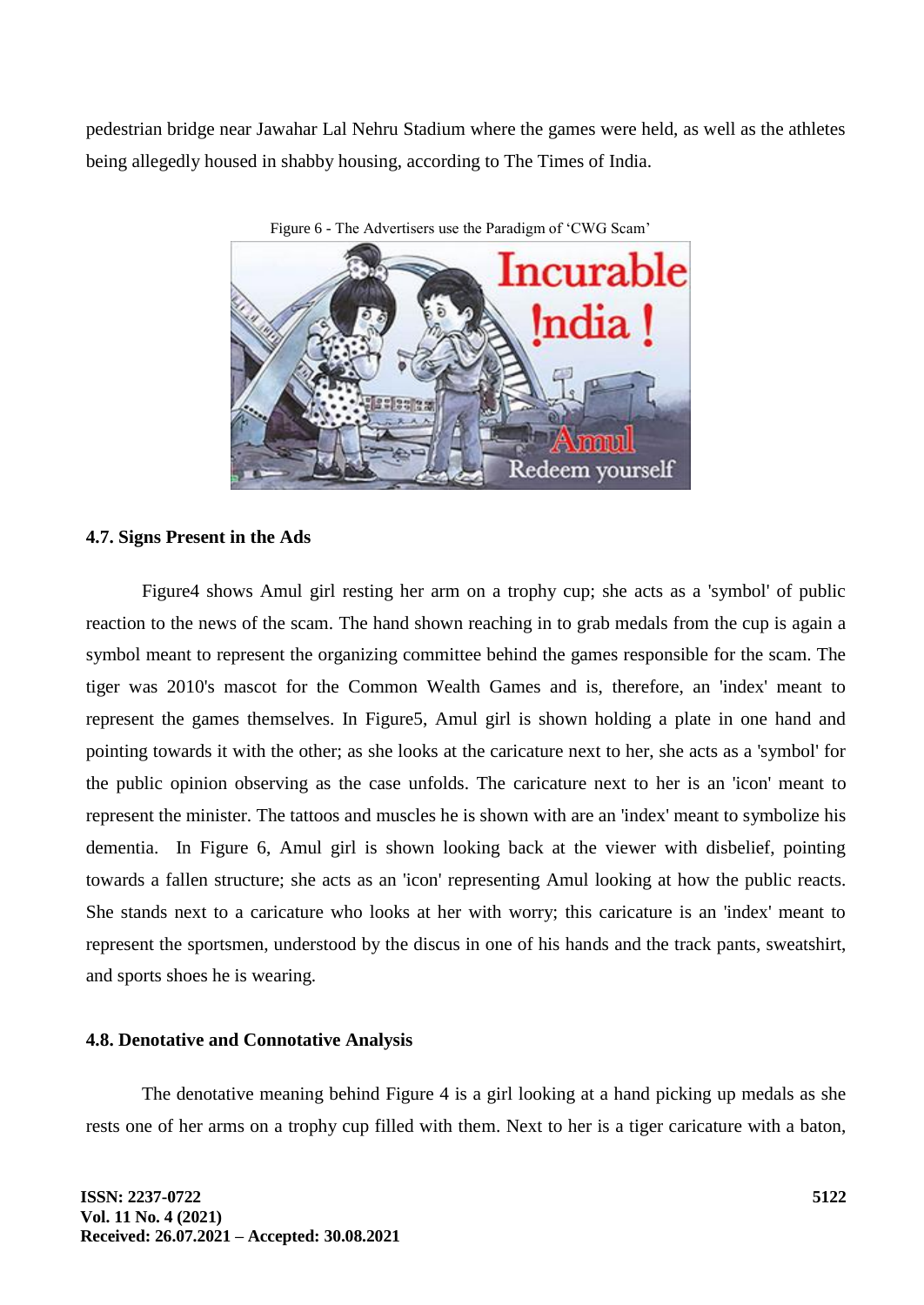pedestrian bridge near Jawahar Lal Nehru Stadium where the games were held, as well as the athletes being allegedly housed in shabby housing, according to The Times of India.

Figure 6 - The Advertisers use the Paradigm of 'CWG Scam'

### 4.7. Signs Present in the Ads

Figure4 shows Amul girl resting her arm on a trophy cup; she acts as a 'symbol' of public reaction to the news of the scam. The hand shown reaching in to grab medals from the cup is again a symbol meant to represent the organizing committee behind the games responsible for the scam. The tiger was 2010's mascot for the Common Wealth Games and is, therefore, an 'index' meant to represent the games themselves. In Figure5, Amul girl is shown holding a plate in one hand and pointing towards it with the other; as she looks at the caricature next to her, she acts as a 'symbol' for the public opinion observing as the case unfolds. The caricature next to her is an 'icon' meant to represent the minister. The tattoos and muscles he is shown with are an 'index' meant to symbolize his dementia. In Figure 6, Amul girl is shown looking back at the viewer with disbelief, pointing towards a fallen structure; she acts as an 'icon' representing Amul looking at how the public reacts. She stands next to a caricature who looks at her with worry; this caricature is an 'index' meant to represent the sportsmen, understood by the discus in one of his hands and the track pants, sweatshirt, and sports shoes he is wearing.

### 4.8. Denotative and Connotative Analysis

The denotative meaning behind Figure 4 is a girl looking at a hand picking up medals as she rests one of her arms on a trophy cup filled with them. Next to her is a tiger caricature with a baton,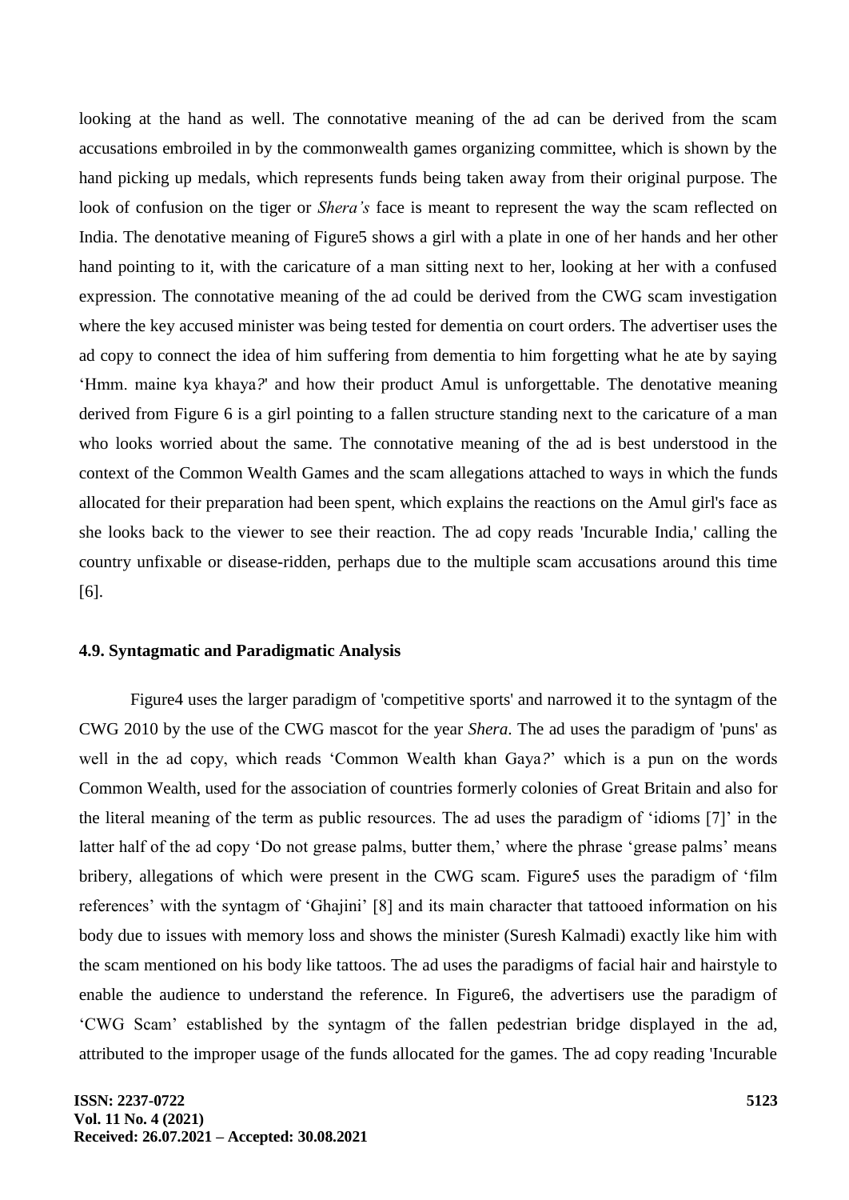looking at the hand as well. The connotative meaning of the ad can be derived from the scam accusations embroiled in by the commonwealth games organizing committee, which is shown by the hand picking up medals, which represents funds being taken away from their original purpose. The look of confusion on the tiger or *Shera's* face is meant to represent the way the scam reflected on India. The denotative meaning of Figure5 shows a girl with a plate in one of her hands and her other hand pointing to it, with the caricature of a man sitting next to her, looking at her with a confused expression. The connotative meaning of the ad could be derived from the CWG scam investigation where the key accused minister was being tested for dementia on court orders. The advertiser uses the ad copy to connect the idea of him suffering from dementia to him forgetting what he ate by saying 'Hmm. maine kya khaya*?*' and how their product Amul is unforgettable. The denotative meaning derived from Figure 6 is a girl pointing to a fallen structure standing next to the caricature of a man who looks worried about the same. The connotative meaning of the ad is best understood in the context of the Common Wealth Games and the scam allegations attached to ways in which the funds allocated for their preparation had been spent, which explains the reactions on the Amul girl's face as she looks back to the viewer to see their reaction. The ad copy reads 'Incurable India,' calling the country unfixable or disease-ridden, perhaps due to the multiple scam accusations around this time [6].

### 4.9. Syntagmatic and Paradigmatic Analysis

Figure4 uses the larger paradigm of 'competitive sports' and narrowed it to the syntagm of the CWG 2010 by the use of the CWG mascot for the year *Shera*. The ad uses the paradigm of 'puns' as well in the ad copy, which reads 'Common Wealth khan Gaya*?*' which is a pun on the words Common Wealth, used for the association of countries formerly colonies of Great Britain and also for the literal meaning of the term as public resources. The ad uses the paradigm of 'idioms [7]' in the latter half of the ad copy 'Do not grease palms, butter them,' where the phrase 'grease palms' means bribery, allegations of which were present in the CWG scam. Figure5 uses the paradigm of 'film references' with the syntagm of 'Ghajini' [8] and its main character that tattooed information on his body due to issues with memory loss and shows the minister (Suresh Kalmadi) exactly like him with the scam mentioned on his body like tattoos. The ad uses the paradigms of facial hair and hairstyle to enable the audience to understand the reference. In Figure6, the advertisers use the paradigm of 'CWG Scam' established by the syntagm of the fallen pedestrian bridge displayed in the ad, attributed to the improper usage of the funds allocated for the games. The ad copy reading 'Incurable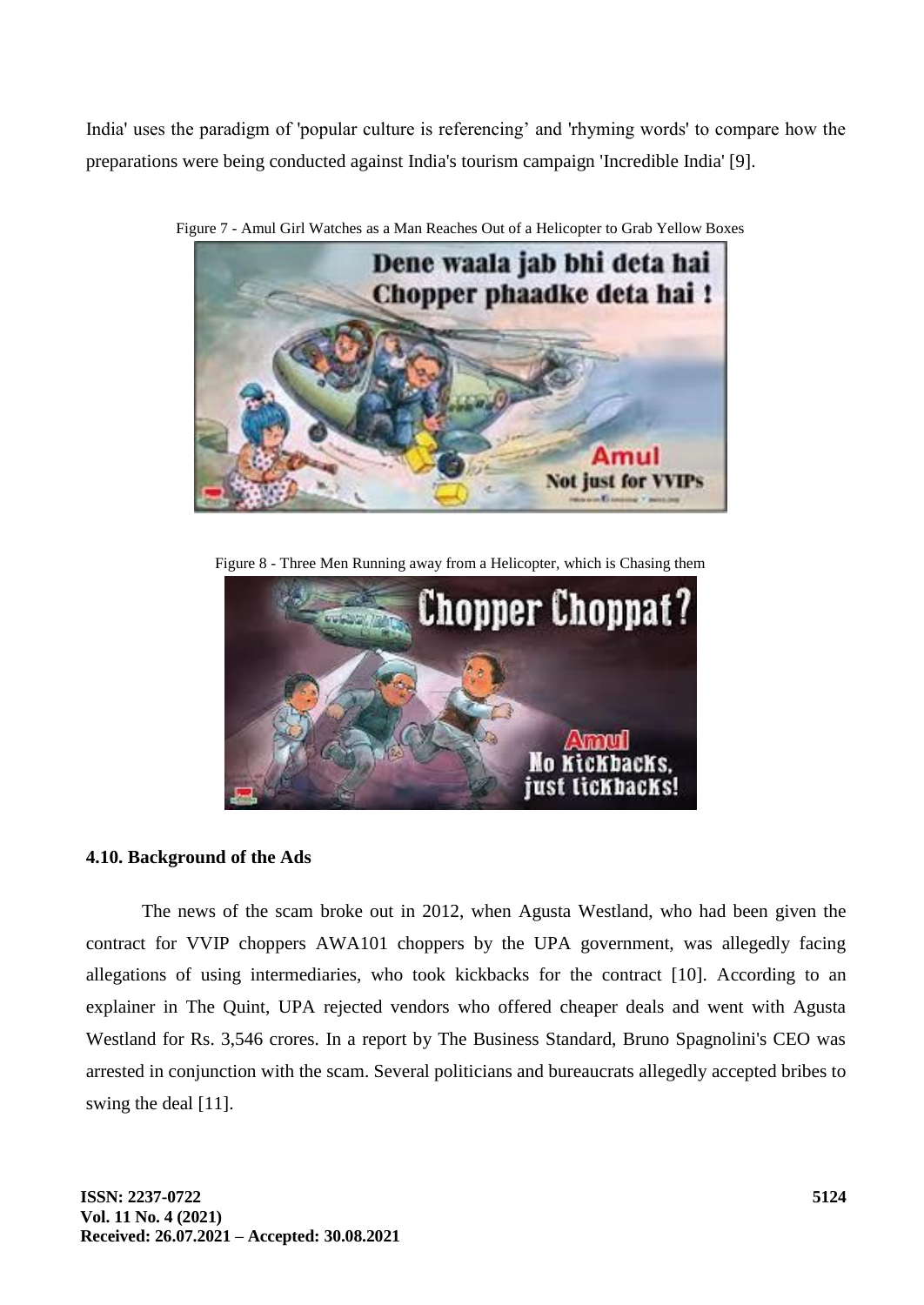India' uses the paradigm of 'popular culture is referencing' and 'rhyming words' to compare how the preparations were being conducted against India's tourism campaign 'Incredible India' [9].

Figure 7 - Amul Girl Watches as a Man Reaches Out of a Helicopter to Grab Yellow Boxes

Figure 8 - Three Men Running away from a Helicopter, which is Chasing them

### 4.10. Background of the Ads

The news of the scam broke out in 2012, when Agusta Westland, who had been given the contract for VVIP choppers AWA101 choppers by the UPA government, was allegedly facing allegations of using intermediaries, who took kickbacks for the contract [10]. According to an explainer in The Quint, UPA rejected vendors who offered cheaper deals and went with Agusta Westland for Rs. 3,546 crores. In a report by The Business Standard, Bruno Spagnolini's CEO was arrested in conjunction with the scam. Several politicians and bureaucrats allegedly accepted bribes to swing the deal [11].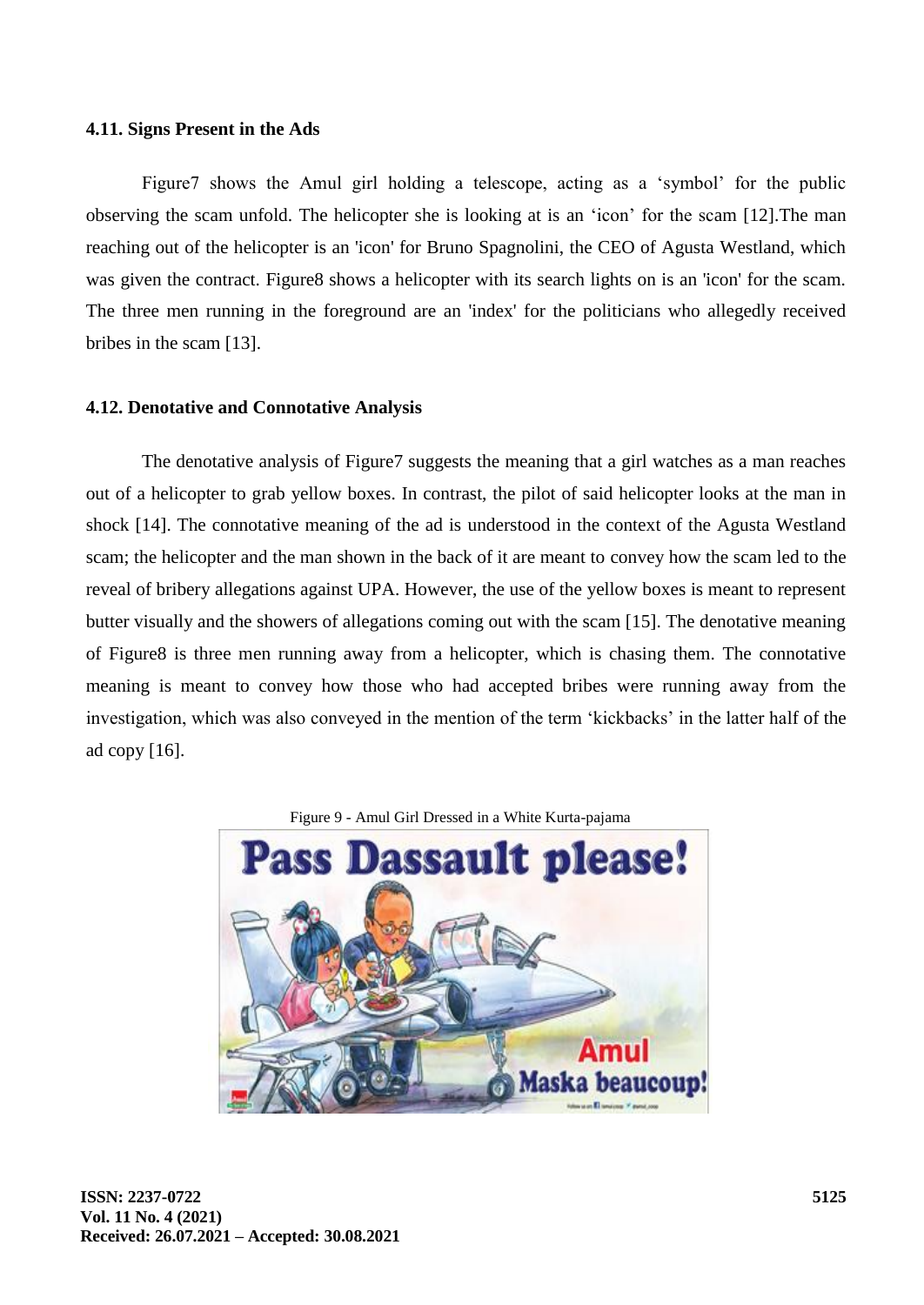### 4.11. Signs Present in the Ads

Figure7 shows the Amul girl holding a telescope, acting as a 'symbol' for the public observing the scam unfold. The helicopter she is looking at is an 'icon' for the scam [12].The man reaching out of the helicopter is an 'icon' for Bruno Spagnolini, the CEO of Agusta Westland, which was given the contract. Figure8 shows a helicopter with its search lights on is an 'icon' for the scam. The three men running in the foreground are an 'index' for the politicians who allegedly received bribes in the scam [13].

### 4.12. Denotative and Connotative Analysis

The denotative analysis of Figure7 suggests the meaning that a girl watches as a man reaches out of a helicopter to grab yellow boxes. In contrast, the pilot of said helicopter looks at the man in shock [14]. The connotative meaning of the ad is understood in the context of the Agusta Westland scam; the helicopter and the man shown in the back of it are meant to convey how the scam led to the reveal of bribery allegations against UPA. However, the use of the yellow boxes is meant to represent butter visually and the showers of allegations coming out with the scam [15]. The denotative meaning of Figure8 is three men running away from a helicopter, which is chasing them. The connotative meaning is meant to convey how those who had accepted bribes were running away from the investigation, which was also conveyed in the mention of the term 'kickbacks' in the latter half of the ad copy [16].

Figure 9 - Amul Girl Dressed in a White Kurta-pajama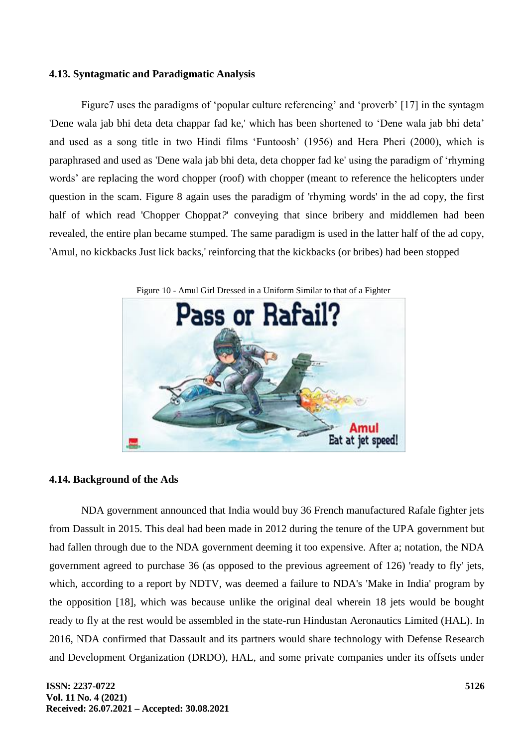### 4.13. Syntagmatic and Paradigmatic Analysis

Figure7 uses the paradigms of 'popular culture referencing' and 'proverb' [17] in the syntagm 'Dene wala jab bhi deta deta chappar fad ke,' which has been shortened to 'Dene wala jab bhi deta' and used as a song title in two Hindi films 'Funtoosh' (1956) and Hera Pheri (2000), which is paraphrased and used as 'Dene wala jab bhi deta, deta chopper fad ke' using the paradigm of 'rhyming words' are replacing the word chopper (roof) with chopper (meant to reference the helicopters under question in the scam. Figure 8 again uses the paradigm of 'rhyming words' in the ad copy, the first half of which read 'Chopper Choppat?' conveying that since bribery and middlemen had been revealed, the entire plan became stumped. The same paradigm is used in the latter half of the ad copy, 'Amul, no kickbacks Just lick backs,' reinforcing that the kickbacks (or bribes) had been stopped

Figure 10 - Amul Girl Dressed in a Uniform Similar to that of a Fighter

### 4.14. Background of the Ads

NDA government announced that India would buy 36 French manufactured Rafale fighter jets from Dassult in 2015. This deal had been made in 2012 during the tenure of the UPA government but had fallen through due to the NDA government deeming it too expensive. After a; notation, the NDA government agreed to purchase 36 (as opposed to the previous agreement of 126) 'ready to fly' jets, which, according to a report by NDTV, was deemed a failure to NDA's 'Make in India' program by the opposition [18], which was because unlike the original deal wherein 18 jets would be bought ready to fly at the rest would be assembled in the state-run Hindustan Aeronautics Limited (HAL). In 2016, NDA confirmed that Dassault and its partners would share technology with Defense Research and Development Organization (DRDO), HAL, and some private companies under its offsets under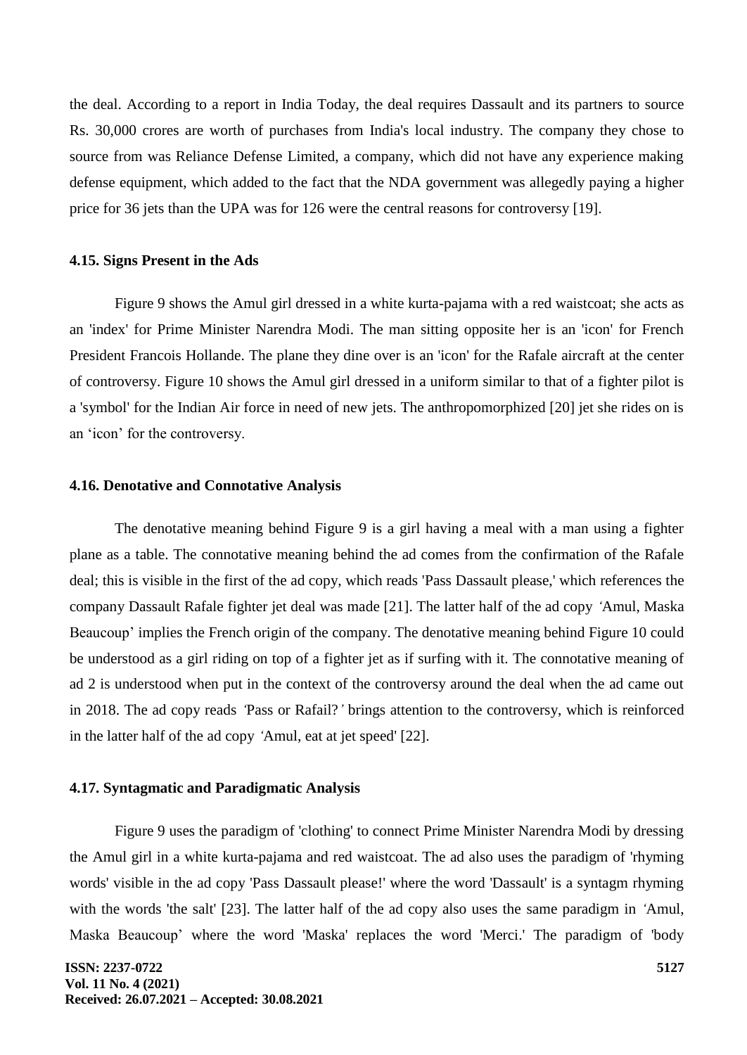the deal. According to a report in India Today, the deal requires Dassault and its partners to source Rs. 30,000 crores are worth of purchases from India's local industry. The company they chose to source from was Reliance Defense Limited, a company, which did not have any experience making defense equipment, which added to the fact that the NDA government was allegedly paying a higher price for 36 jets than the UPA was for 126 were the central reasons for controversy [19].

### 4.15. Signs Present in the Ads

Figure 9 shows the Amul girl dressed in a white kurta-pajama with a red waistcoat; she acts as an 'index' for Prime Minister Narendra Modi. The man sitting opposite her is an 'icon' for French President Francois Hollande. The plane they dine over is an 'icon' for the Rafale aircraft at the center of controversy. Figure 10 shows the Amul girl dressed in a uniform similar to that of a fighter pilot is a 'symbol' for the Indian Air force in need of new jets. The anthropomorphized [20] jet she rides on is an 'icon' for the controversy.

### 4.16. Denotative and Connotative Analysis

The denotative meaning behind Figure 9 is a girl having a meal with a man using a fighter plane as a table. The connotative meaning behind the ad comes from the confirmation of the Rafale deal; this is visible in the first of the ad copy, which reads 'Pass Dassault please,' which references the company Dassault Rafale fighter jet deal was made [21]. The latter half of the ad copy 'Amul, Maska Beaucoup' implies the French origin of the company. The denotative meaning behind Figure 10 could be understood as a girl riding on top of a fighter jet as if surfing with it. The connotative meaning of ad 2 is understood when put in the context of the controversy around the deal when the ad came out in 2018. The ad copy reads 'Pass or Rafail?' brings attention to the controversy, which is reinforced in the latter half of the ad copy 'Amul, eat at jet speed' [22].

### 4.17. Syntagmatic and Paradigmatic Analysis

Figure 9 uses the paradigm of 'clothing' to connect Prime Minister Narendra Modi by dressing the Amul girl in a white kurta-pajama and red waistcoat. The ad also uses the paradigm of 'rhyming words' visible in the ad copy 'Pass Dassault please!' where the word 'Dassault' is a syntagm rhyming with the words 'the salt' [23]. The latter half of the ad copy also uses the same paradigm in 'Amul, Maska Beaucoup' where the word 'Maska' replaces the word 'Merci.' The paradigm of 'body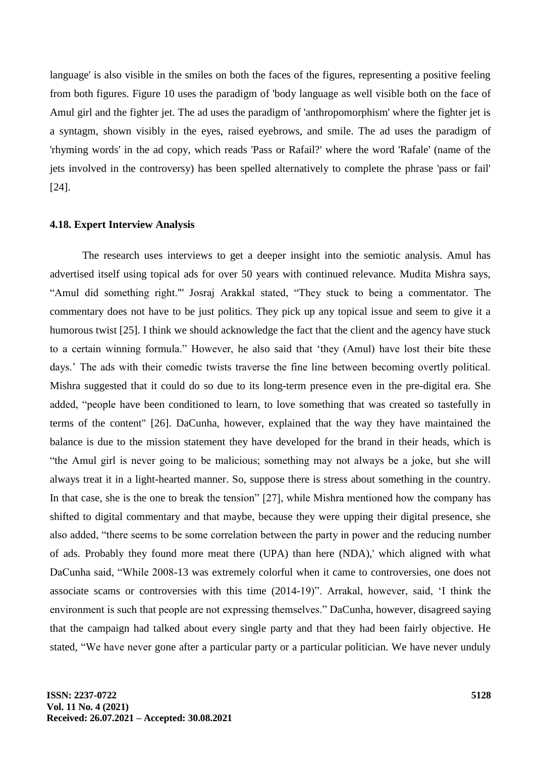language' is also visible in the smiles on both the faces of the figures, representing a positive feeling from both figures. Figure 10 uses the paradigm of 'body language as well visible both on the face of Amul girl and the fighter jet. The ad uses the paradigm of 'anthropomorphism' where the fighter jet is a syntagm, shown visibly in the eyes, raised eyebrows, and smile. The ad uses the paradigm of 'rhyming words' in the ad copy, which reads 'Pass or Rafail?' where the word 'Rafale' (name of the jets involved in the controversy) has been spelled alternatively to complete the phrase 'pass or fail' [24].

### 4.18. Expert Interview Analysis

The research uses interviews to get a deeper insight into the semiotic analysis. Amul has advertised itself using topical ads for over 50 years with continued relevance. Mudita Mishra says, "Amul did something right."' Josraj Arakkal stated, "They stuck to being a commentator. The commentary does not have to be just politics. They pick up any topical issue and seem to give it a humorous twist [25]. I think we should acknowledge the fact that the client and the agency have stuck to a certain winning formula." However, he also said that 'they (Amul) have lost their bite these days.' The ads with their comedic twists traverse the fine line between becoming overtly political. Mishra suggested that it could do so due to its long-term presence even in the pre-digital era. She added, "people have been conditioned to learn, to love something that was created so tastefully in terms of the content" [26]. DaCunha, however, explained that the way they have maintained the balance is due to the mission statement they have developed for the brand in their heads, which is "the Amul girl is never going to be malicious; something may not always be a joke, but she will always treat it in a light-hearted manner. So, suppose there is stress about something in the country. In that case, she is the one to break the tension" [27], while Mishra mentioned how the company has shifted to digital commentary and that maybe, because they were upping their digital presence, she also added, "there seems to be some correlation between the party in power and the reducing number of ads. Probably they found more meat there (UPA) than here (NDA),' which aligned with what DaCunha said, "While 2008-13 was extremely colorful when it came to controversies, one does not associate scams or controversies with this time (2014-19)". Arrakal, however, said, 'I think the environment is such that people are not expressing themselves." DaCunha, however, disagreed saying that the campaign had talked about every single party and that they had been fairly objective. He stated, "We have never gone after a particular party or a particular politician. We have never unduly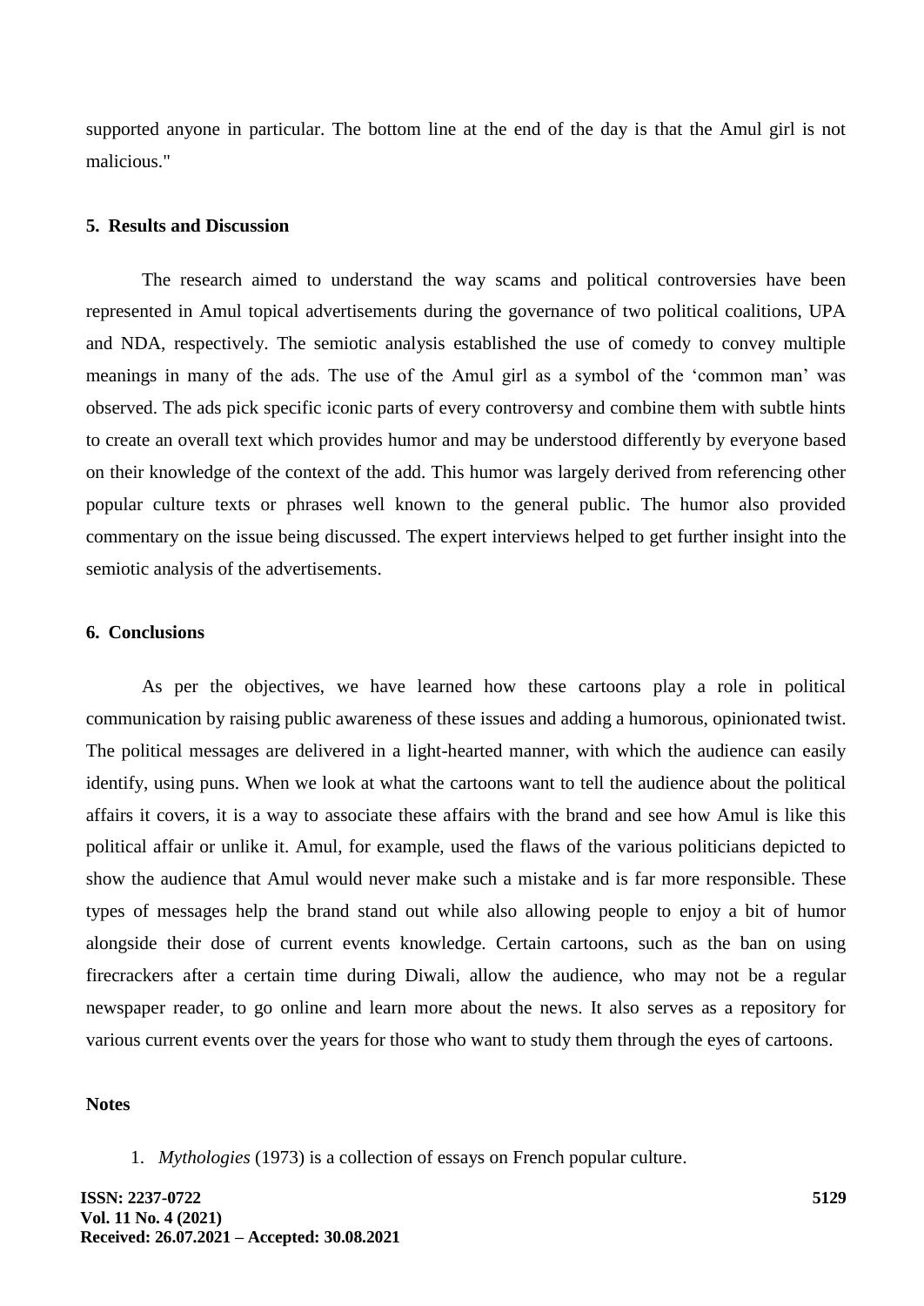supported anyone in particular. The bottom line at the end of the day is that the Amul girl is not malicious."

## 5. Results and Discussion

The research aimed to understand the way scams and political controversies have been represented in Amul topical advertisements during the governance of two political coalitions, UPA and NDA, respectively. The semiotic analysis established the use of comedy to convey multiple meanings in many of the ads. The use of the Amul girl as a symbol of the 'common man' was observed. The ads pick specific iconic parts of every controversy and combine them with subtle hints to create an overall text which provides humor and may be understood differently by everyone based on their knowledge of the context of the add. This humor was largely derived from referencing other popular culture texts or phrases well known to the general public. The humor also provided commentary on the issue being discussed. The expert interviews helped to get further insight into the semiotic analysis of the advertisements.

## 6. Conclusions

As per the objectives, we have learned how these cartoons play a role in political communication by raising public awareness of these issues and adding a humorous, opinionated twist. The political messages are delivered in a light-hearted manner, with which the audience can easily identify, using puns. When we look at what the cartoons want to tell the audience about the political affairs it covers, it is a way to associate these affairs with the brand and see how Amul is like this political affair or unlike it. Amul, for example, used the flaws of the various politicians depicted to show the audience that Amul would never make such a mistake and is far more responsible. These types of messages help the brand stand out while also allowing people to enjoy a bit of humor alongside their dose of current events knowledge. Certain cartoons, such as the ban on using firecrackers after a certain time during Diwali, allow the audience, who may not be a regular newspaper reader, to go online and learn more about the news. It also serves as a repository for various current events over the years for those who want to study them through the eyes of cartoons.

## Notes

1. *Mythologies* (1973) is a collection of essays on French popular culture.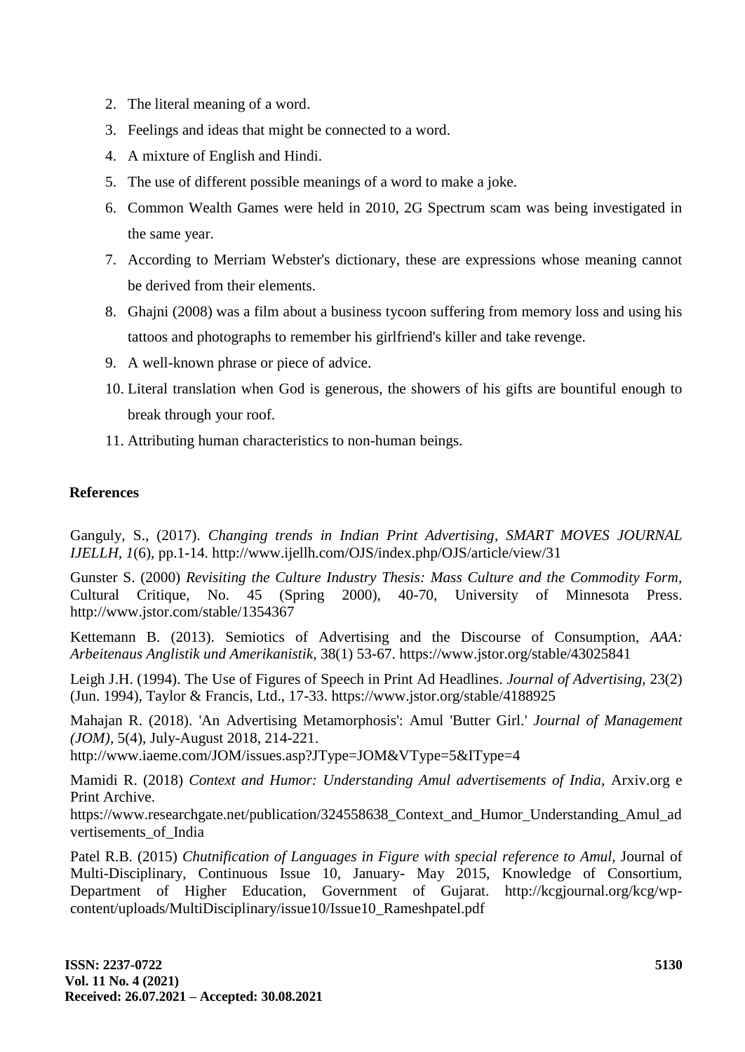2. The literal meaning of a word.
3. Feelings and ideas that might be connected to a word.
4. A mixture of English and Hindi.
5. The use of different possible meanings of a word to make a joke.
6. Common Wealth Games were held in 2010, 2G Spectrum scam was being investigated in the same year.
7. According to Merriam Webster's dictionary, these are expressions whose meaning cannot be derived from their elements.
8. Ghajni (2008) was a film about a business tycoon suffering from memory loss and using his tattoos and photographs to remember his girlfriend's killer and take revenge.
9. A well-known phrase or piece of advice.
10. Literal translation when God is generous, the showers of his gifts are bountiful enough to break through your roof.
11. Attributing human characteristics to non-human beings.

**References**

Ganguly, S., (2017). *Changing trends in Indian Print Advertising, SMART MOVES JOURNAL IJELLH, 1*(6), pp.1-14. http://www.ijellh.com/OJS/index.php/OJS/article/view/31

Gunster S. (2000) *Revisiting the Culture Industry Thesis: Mass Culture and the Commodity Form*, Cultural Critique, No. 45 (Spring 2000), 40-70, University of Minnesota Press. http://www.jstor.com/stable/1354367

Kettemann B. (2013). Semiotics of Advertising and the Discourse of Consumption, *AAA: Arbeitenaus Anglistik und Amerikanistik,* 38(1) 53-67. https://www.jstor.org/stable/43025841

Leigh J.H. (1994). The Use of Figures of Speech in Print Ad Headlines. *Journal of Advertising,* 23(2) (Jun. 1994), Taylor & Francis, Ltd., 17-33. https://www.jstor.org/stable/4188925

Mahajan R. (2018). 'An Advertising Metamorphosis': Amul 'Butter Girl.' *Journal of Management (JOM),* 5(4), July-August 2018, 214-221. http://www.iaeme.com/JOM/issues.asp?JType=JOM&VType=5&IType=4

Mamidi R. (2018) *Context and Humor: Understanding Amul advertisements of India,* Arxiv.org e Print Archive. https://www.researchgate.net/publication/324558638_Context_and_Humor_Understanding_Amul_advertisements_of_India

Patel R.B. (2015) *Chutnification of Languages in Figure with special reference to Amul,* Journal of Multi-Disciplinary, Continuous Issue 10, January- May 2015, Knowledge of Consortium, Department of Higher Education, Government of Gujarat. http://kcgjournal.org/kcg/wp-content/uploads/MultiDisciplinary/issue10/Issue10_Rameshpatel.pdf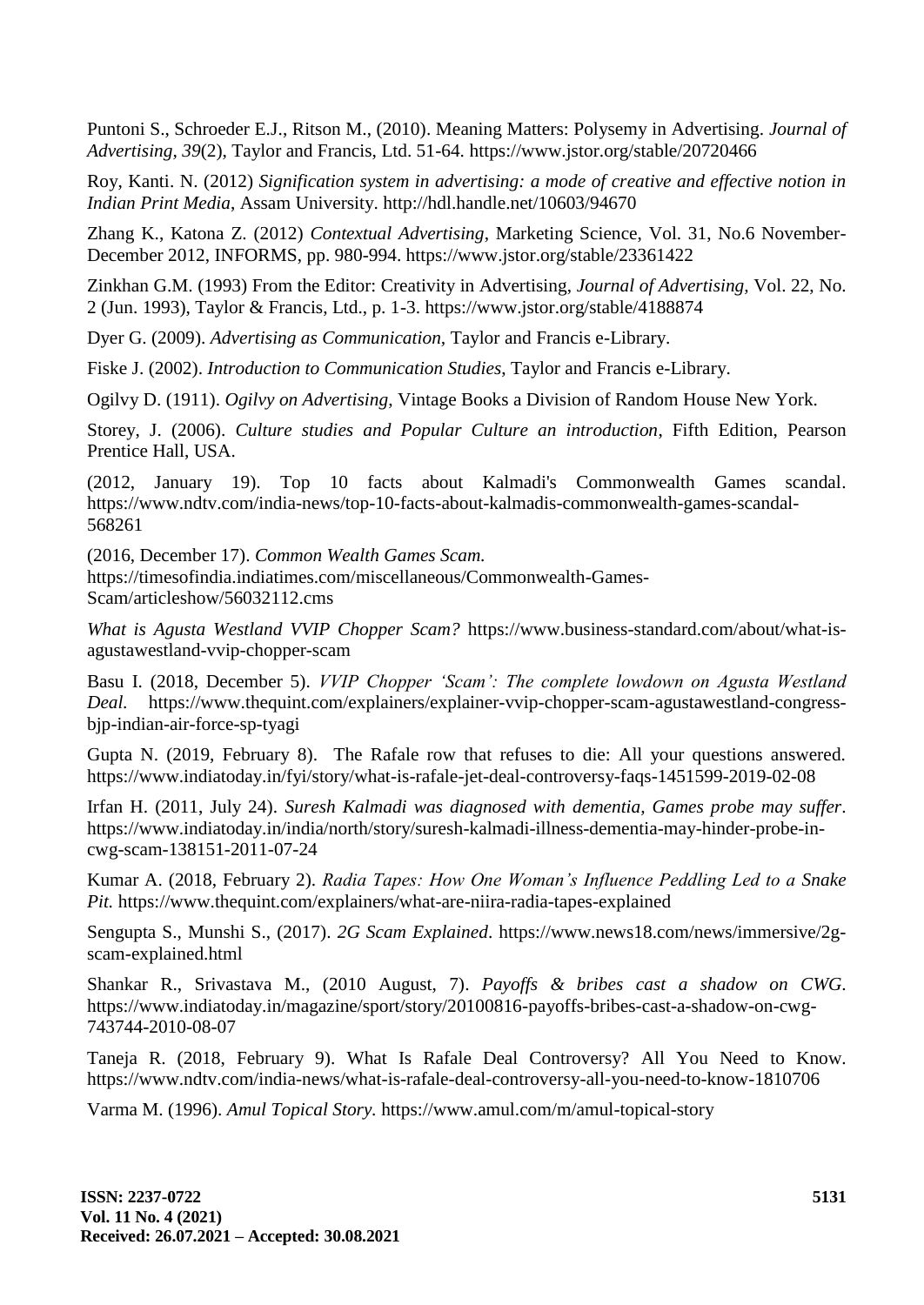Puntoni S., Schroeder E.J., Ritson M., (2010). Meaning Matters: Polysemy in Advertising. *Journal of Advertising, 39*(2), Taylor and Francis, Ltd. 51-64. https://www.jstor.org/stable/20720466

Roy, Kanti. N. (2012) *Signification system in advertising: a mode of creative and effective notion in Indian Print Media*, Assam University. http://hdl.handle.net/10603/94670

Zhang K., Katona Z. (2012) *Contextual Advertising*, Marketing Science, Vol. 31, No.6 November-December 2012, INFORMS, pp. 980-994. https://www.jstor.org/stable/23361422

Zinkhan G.M. (1993) From the Editor: Creativity in Advertising, *Journal of Advertising*, Vol. 22, No. 2 (Jun. 1993), Taylor & Francis, Ltd., p. 1-3. https://www.jstor.org/stable/4188874

Dyer G. (2009). *Advertising as Communication*, Taylor and Francis e-Library.

Fiske J. (2002). *Introduction to Communication Studies*, Taylor and Francis e-Library.

Ogilvy D. (1911). *Ogilvy on Advertising*, Vintage Books a Division of Random House New York.

Storey, J. (2006). *Culture studies and Popular Culture an introduction*, Fifth Edition, Pearson Prentice Hall, USA.

(2012, January 19). Top 10 facts about Kalmadi's Commonwealth Games scandal. https://www.ndtv.com/india-news/top-10-facts-about-kalmadis-commonwealth-games-scandal-568261

(2016, December 17). *Common Wealth Games Scam.* https://timesofindia.indiatimes.com/miscellaneous/Commonwealth-Games-Scam/articleshow/56032112.cms

*What is Agusta Westland VVIP Chopper Scam?* https://www.business-standard.com/about/what-is-agustawestland-vvip-chopper-scam

Basu I. (2018, December 5). *VVIP Chopper 'Scam': The complete lowdown on Agusta Westland Deal.* https://www.thequint.com/explainers/explainer-vvip-chopper-scam-agustawestland-congress-bjp-indian-air-force-sp-tyagi

Gupta N. (2019, February 8). The Rafale row that refuses to die: All your questions answered. https://www.indiatoday.in/fyi/story/what-is-rafale-jet-deal-controversy-faqs-1451599-2019-02-08

Irfan H. (2011, July 24). *Suresh Kalmadi was diagnosed with dementia, Games probe may suffer*. https://www.indiatoday.in/india/north/story/suresh-kalmadi-illness-dementia-may-hinder-probe-in-cwg-scam-138151-2011-07-24

Kumar A. (2018, February 2). *Radia Tapes: How One Woman's Influence Peddling Led to a Snake Pit.* https://www.thequint.com/explainers/what-are-niira-radia-tapes-explained

Sengupta S., Munshi S., (2017). *2G Scam Explained*. https://www.news18.com/news/immersive/2g-scam-explained.html

Shankar R., Srivastava M., (2010 August, 7). *Payoffs & bribes cast a shadow on CWG*. https://www.indiatoday.in/magazine/sport/story/20100816-payoffs-bribes-cast-a-shadow-on-cwg-743744-2010-08-07

Taneja R. (2018, February 9). What Is Rafale Deal Controversy? All You Need to Know. https://www.ndtv.com/india-news/what-is-rafale-deal-controversy-all-you-need-to-know-1810706

Varma M. (1996). *Amul Topical Story.* https://www.amul.com/m/amul-topical-story